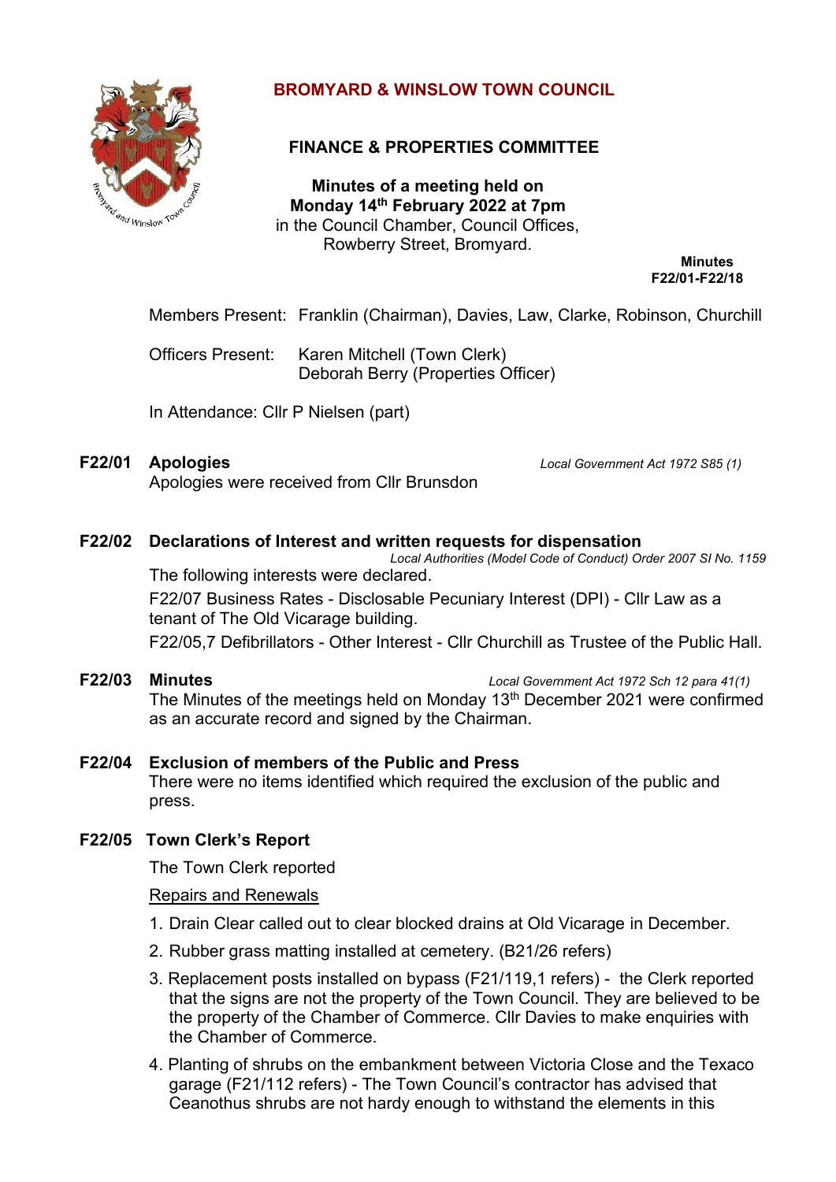# BROMYARD & WINSLOW TOWN COUNCIL

## FINANCE & PROPERTIES COMMITTEE

**Minutes of a meeting held on**
**Monday 14th February 2022 at 7pm**
in the Council Chamber, Council Offices,
Rowberry Street, Bromyard.

**Minutes**
**F22/01-F22/18**

Members Present: Franklin (Chairman), Davies, Law, Clarke, Robinson, Churchill

Officers Present: Karen Mitchell (Town Clerk)
Deborah Berry (Properties Officer)

In Attendance: Cllr P Nielsen (part)

**F22/01 Apologies** *Local Government Act 1972 S85 (1)*
Apologies were received from Cllr Brunsdon

**F22/02 Declarations of Interest and written requests for dispensation**
*Local Authorities (Model Code of Conduct) Order 2007 SI No. 1159*
The following interests were declared.

F22/07 Business Rates - Disclosable Pecuniary Interest (DPI) - Cllr Law as a tenant of The Old Vicarage building.

F22/05,7 Defibrillators - Other Interest - Cllr Churchill as Trustee of the Public Hall.

**F22/03 Minutes** *Local Government Act 1972 Sch 12 para 41(1)*
The Minutes of the meetings held on Monday 13th December 2021 were confirmed as an accurate record and signed by the Chairman.

**F22/04 Exclusion of members of the Public and Press**
There were no items identified which required the exclusion of the public and press.

**F22/05 Town Clerk's Report**

The Town Clerk reported

Repairs and Renewals

1. Drain Clear called out to clear blocked drains at Old Vicarage in December.
2. Rubber grass matting installed at cemetery. (B21/26 refers)
3. Replacement posts installed on bypass (F21/119,1 refers) - the Clerk reported that the signs are not the property of the Town Council. They are believed to be the property of the Chamber of Commerce. Cllr Davies to make enquiries with the Chamber of Commerce.
4. Planting of shrubs on the embankment between Victoria Close and the Texaco garage (F21/112 refers) - The Town Council's contractor has advised that Ceanothus shrubs are not hardy enough to withstand the elements in this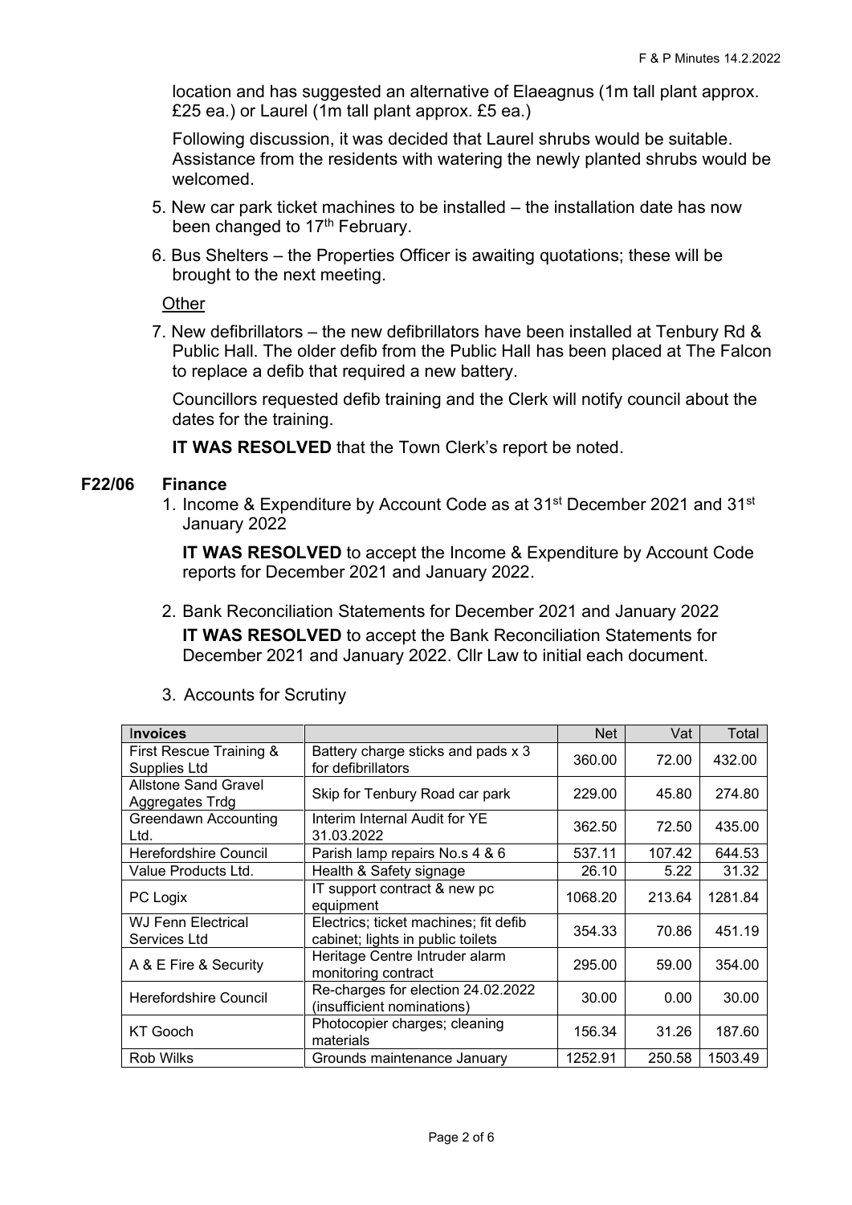location and has suggested an alternative of Elaeagnus (1m tall plant approx. £25 ea.) or Laurel (1m tall plant approx. £5 ea.)

Following discussion, it was decided that Laurel shrubs would be suitable. Assistance from the residents with watering the newly planted shrubs would be welcomed.

5. New car park ticket machines to be installed – the installation date has now been changed to 17th February.
6. Bus Shelters – the Properties Officer is awaiting quotations; these will be brought to the next meeting.

Other

7. New defibrillators – the new defibrillators have been installed at Tenbury Rd & Public Hall. The older defib from the Public Hall has been placed at The Falcon to replace a defib that required a new battery.

   Councillors requested defib training and the Clerk will notify council about the dates for the training.

   **IT WAS RESOLVED** that the Town Clerk's report be noted.

## F22/06 Finance

1. Income & Expenditure by Account Code as at 31st December 2021 and 31st January 2022

   **IT WAS RESOLVED** to accept the Income & Expenditure by Account Code reports for December 2021 and January 2022.

2. Bank Reconciliation Statements for December 2021 and January 2022

   **IT WAS RESOLVED** to accept the Bank Reconciliation Statements for December 2021 and January 2022. Cllr Law to initial each document.

3. Accounts for Scrutiny

| Invoices | | Net | Vat | Total |
|---|---|---|---|---|
| First Rescue Training & Supplies Ltd | Battery charge sticks and pads x 3 for defibrillators | 360.00 | 72.00 | 432.00 |
| Allstone Sand Gravel Aggregates Trdg | Skip for Tenbury Road car park | 229.00 | 45.80 | 274.80 |
| Greendawn Accounting Ltd. | Interim Internal Audit for YE 31.03.2022 | 362.50 | 72.50 | 435.00 |
| Herefordshire Council | Parish lamp repairs No.s 4 & 6 | 537.11 | 107.42 | 644.53 |
| Value Products Ltd. | Health & Safety signage | 26.10 | 5.22 | 31.32 |
| PC Logix | IT support contract & new pc equipment | 1068.20 | 213.64 | 1281.84 |
| WJ Fenn Electrical Services Ltd | Electrics; ticket machines; fit defib cabinet; lights in public toilets | 354.33 | 70.86 | 451.19 |
| A & E Fire & Security | Heritage Centre Intruder alarm monitoring contract | 295.00 | 59.00 | 354.00 |
| Herefordshire Council | Re-charges for election 24.02.2022 (insufficient nominations) | 30.00 | 0.00 | 30.00 |
| KT Gooch | Photocopier charges; cleaning materials | 156.34 | 31.26 | 187.60 |
| Rob Wilks | Grounds maintenance January | 1252.91 | 250.58 | 1503.49 |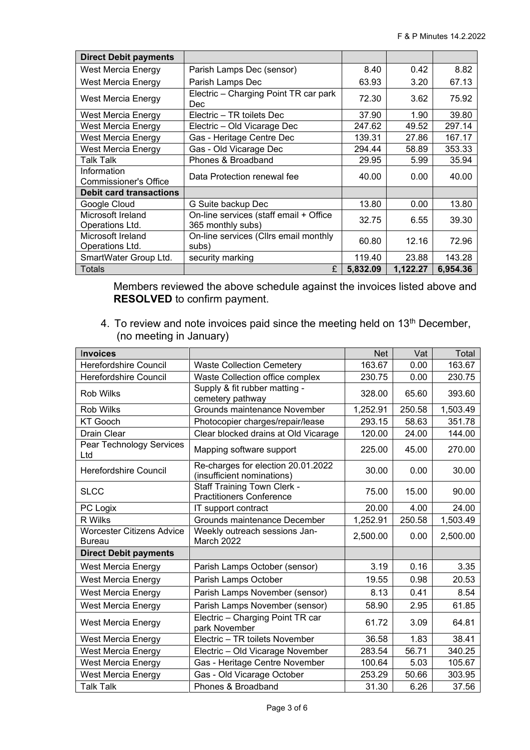| **Direct Debit payments** | | | | |
|---|---|---|---|---|
| West Mercia Energy | Parish Lamps Dec (sensor) | 8.40 | 0.42 | 8.82 |
| West Mercia Energy | Parish Lamps Dec | 63.93 | 3.20 | 67.13 |
| West Mercia Energy | Electric – Charging Point TR car park Dec | 72.30 | 3.62 | 75.92 |
| West Mercia Energy | Electric – TR toilets Dec | 37.90 | 1.90 | 39.80 |
| West Mercia Energy | Electric – Old Vicarage Dec | 247.62 | 49.52 | 297.14 |
| West Mercia Energy | Gas - Heritage Centre Dec | 139.31 | 27.86 | 167.17 |
| West Mercia Energy | Gas - Old Vicarage Dec | 294.44 | 58.89 | 353.33 |
| Talk Talk | Phones & Broadband | 29.95 | 5.99 | 35.94 |
| Information Commissioner's Office | Data Protection renewal fee | 40.00 | 0.00 | 40.00 |
| **Debit card transactions** | | | | |
| Google Cloud | G Suite backup Dec | 13.80 | 0.00 | 13.80 |
| Microsoft Ireland Operations Ltd. | On-line services (staff email + Office 365 monthly subs) | 32.75 | 6.55 | 39.30 |
| Microsoft Ireland Operations Ltd. | On-line services (Cllrs email monthly subs) | 60.80 | 12.16 | 72.96 |
| SmartWater Group Ltd. | security marking | 119.40 | 23.88 | 143.28 |
| Totals | £ | **5,832.09** | **1,122.27** | **6,954.36** |

Members reviewed the above schedule against the invoices listed above and **RESOLVED** to confirm payment.

4. To review and note invoices paid since the meeting held on 13th December, (no meeting in January)

| **Invoices** | | Net | Vat | Total |
|---|---|---|---|---|
| Herefordshire Council | Waste Collection Cemetery | 163.67 | 0.00 | 163.67 |
| Herefordshire Council | Waste Collection office complex | 230.75 | 0.00 | 230.75 |
| Rob Wilks | Supply & fit rubber matting - cemetery pathway | 328.00 | 65.60 | 393.60 |
| Rob Wilks | Grounds maintenance November | 1,252.91 | 250.58 | 1,503.49 |
| KT Gooch | Photocopier charges/repair/lease | 293.15 | 58.63 | 351.78 |
| Drain Clear | Clear blocked drains at Old Vicarage | 120.00 | 24.00 | 144.00 |
| Pear Technology Services Ltd | Mapping software support | 225.00 | 45.00 | 270.00 |
| Herefordshire Council | Re-charges for election 20.01.2022 (insufficient nominations) | 30.00 | 0.00 | 30.00 |
| SLCC | Staff Training Town Clerk - Practitioners Conference | 75.00 | 15.00 | 90.00 |
| PC Logix | IT support contract | 20.00 | 4.00 | 24.00 |
| R Wilks | Grounds maintenance December | 1,252.91 | 250.58 | 1,503.49 |
| Worcester Citizens Advice Bureau | Weekly outreach sessions Jan-March 2022 | 2,500.00 | 0.00 | 2,500.00 |
| **Direct Debit payments** | | | | |
| West Mercia Energy | Parish Lamps October (sensor) | 3.19 | 0.16 | 3.35 |
| West Mercia Energy | Parish Lamps October | 19.55 | 0.98 | 20.53 |
| West Mercia Energy | Parish Lamps November (sensor) | 8.13 | 0.41 | 8.54 |
| West Mercia Energy | Parish Lamps November (sensor) | 58.90 | 2.95 | 61.85 |
| West Mercia Energy | Electric – Charging Point TR car park November | 61.72 | 3.09 | 64.81 |
| West Mercia Energy | Electric – TR toilets November | 36.58 | 1.83 | 38.41 |
| West Mercia Energy | Electric – Old Vicarage November | 283.54 | 56.71 | 340.25 |
| West Mercia Energy | Gas - Heritage Centre November | 100.64 | 5.03 | 105.67 |
| West Mercia Energy | Gas - Old Vicarage October | 253.29 | 50.66 | 303.95 |
| Talk Talk | Phones & Broadband | 31.30 | 6.26 | 37.56 |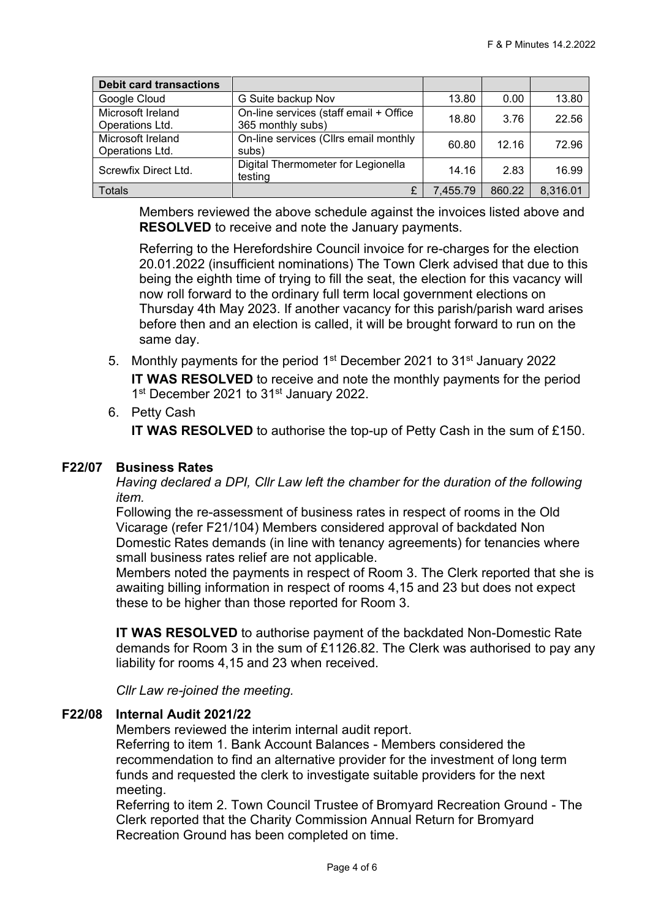| Debit card transactions | | | | |
|---|---|---|---|---|
| Google Cloud | G Suite backup Nov | 13.80 | 0.00 | 13.80 |
| Microsoft Ireland Operations Ltd. | On-line services (staff email + Office 365 monthly subs) | 18.80 | 3.76 | 22.56 |
| Microsoft Ireland Operations Ltd. | On-line services (Cllrs email monthly subs) | 60.80 | 12.16 | 72.96 |
| Screwfix Direct Ltd. | Digital Thermometer for Legionella testing | 14.16 | 2.83 | 16.99 |
| Totals | £ | 7,455.79 | 860.22 | 8,316.01 |

Members reviewed the above schedule against the invoices listed above and **RESOLVED** to receive and note the January payments.

Referring to the Herefordshire Council invoice for re-charges for the election 20.01.2022 (insufficient nominations) The Town Clerk advised that due to this being the eighth time of trying to fill the seat, the election for this vacancy will now roll forward to the ordinary full term local government elections on Thursday 4th May 2023. If another vacancy for this parish/parish ward arises before then and an election is called, it will be brought forward to run on the same day.

5. Monthly payments for the period 1st December 2021 to 31st January 2022

   **IT WAS RESOLVED** to receive and note the monthly payments for the period 1st December 2021 to 31st January 2022.

6. Petty Cash

   **IT WAS RESOLVED** to authorise the top-up of Petty Cash in the sum of £150.

**F22/07 Business Rates**

*Having declared a DPI, Cllr Law left the chamber for the duration of the following item.*

Following the re-assessment of business rates in respect of rooms in the Old Vicarage (refer F21/104) Members considered approval of backdated Non Domestic Rates demands (in line with tenancy agreements) for tenancies where small business rates relief are not applicable.

Members noted the payments in respect of Room 3. The Clerk reported that she is awaiting billing information in respect of rooms 4,15 and 23 but does not expect these to be higher than those reported for Room 3.

**IT WAS RESOLVED** to authorise payment of the backdated Non-Domestic Rate demands for Room 3 in the sum of £1126.82. The Clerk was authorised to pay any liability for rooms 4,15 and 23 when received.

*Cllr Law re-joined the meeting.*

**F22/08 Internal Audit 2021/22**

Members reviewed the interim internal audit report.

Referring to item 1. Bank Account Balances - Members considered the recommendation to find an alternative provider for the investment of long term funds and requested the clerk to investigate suitable providers for the next meeting.

Referring to item 2. Town Council Trustee of Bromyard Recreation Ground - The Clerk reported that the Charity Commission Annual Return for Bromyard Recreation Ground has been completed on time.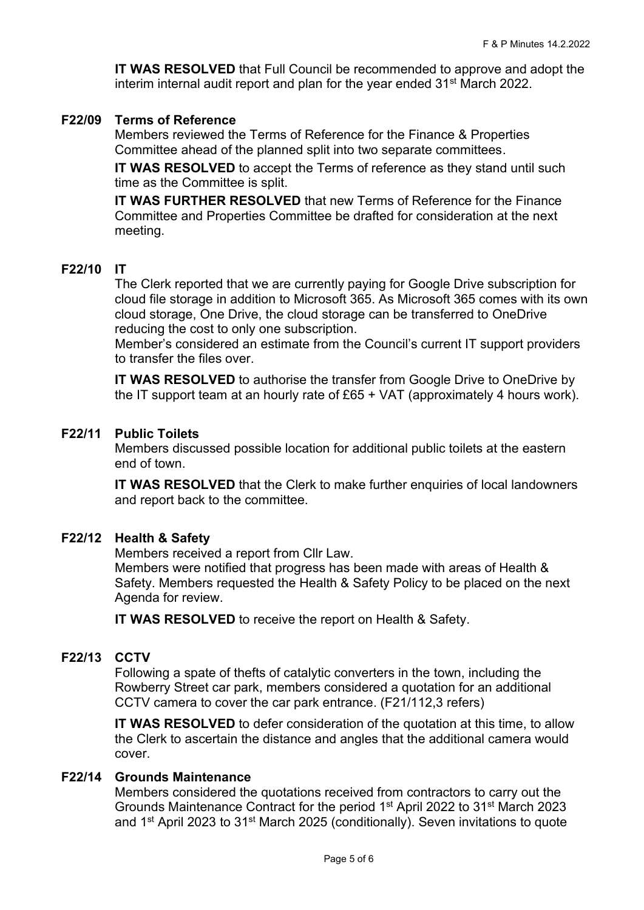**IT WAS RESOLVED** that Full Council be recommended to approve and adopt the interim internal audit report and plan for the year ended 31st March 2022.

### F22/09 Terms of Reference

Members reviewed the Terms of Reference for the Finance & Properties Committee ahead of the planned split into two separate committees.

**IT WAS RESOLVED** to accept the Terms of reference as they stand until such time as the Committee is split.

**IT WAS FURTHER RESOLVED** that new Terms of Reference for the Finance Committee and Properties Committee be drafted for consideration at the next meeting.

### F22/10 IT

The Clerk reported that we are currently paying for Google Drive subscription for cloud file storage in addition to Microsoft 365. As Microsoft 365 comes with its own cloud storage, One Drive, the cloud storage can be transferred to OneDrive reducing the cost to only one subscription.

Member's considered an estimate from the Council's current IT support providers to transfer the files over.

**IT WAS RESOLVED** to authorise the transfer from Google Drive to OneDrive by the IT support team at an hourly rate of £65 + VAT (approximately 4 hours work).

### F22/11 Public Toilets

Members discussed possible location for additional public toilets at the eastern end of town.

**IT WAS RESOLVED** that the Clerk to make further enquiries of local landowners and report back to the committee.

### F22/12 Health & Safety

Members received a report from Cllr Law.

Members were notified that progress has been made with areas of Health & Safety. Members requested the Health & Safety Policy to be placed on the next Agenda for review.

**IT WAS RESOLVED** to receive the report on Health & Safety.

### F22/13 CCTV

Following a spate of thefts of catalytic converters in the town, including the Rowberry Street car park, members considered a quotation for an additional CCTV camera to cover the car park entrance. (F21/112,3 refers)

**IT WAS RESOLVED** to defer consideration of the quotation at this time, to allow the Clerk to ascertain the distance and angles that the additional camera would cover.

### F22/14 Grounds Maintenance

Members considered the quotations received from contractors to carry out the Grounds Maintenance Contract for the period 1st April 2022 to 31st March 2023 and 1st April 2023 to 31st March 2025 (conditionally). Seven invitations to quote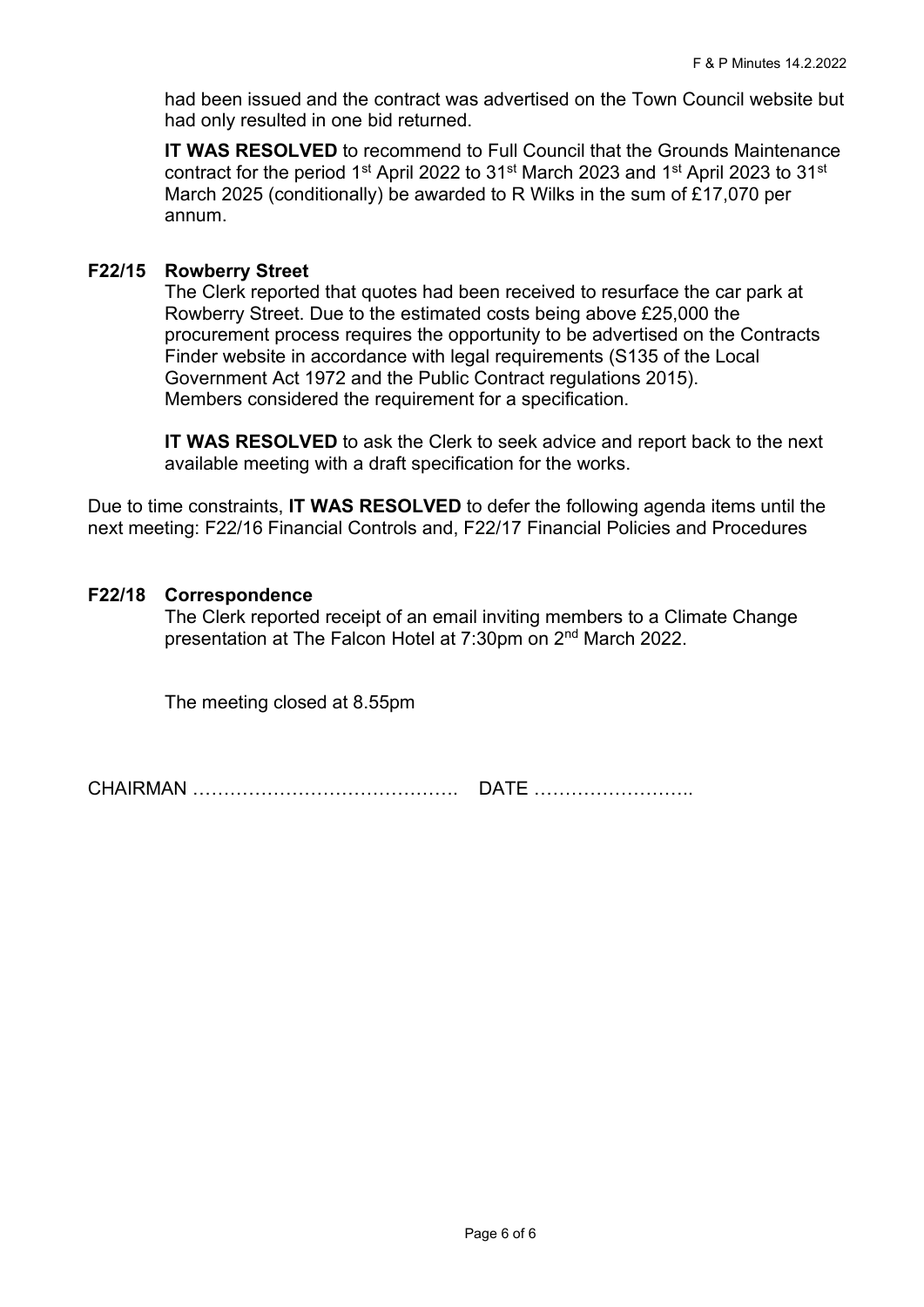had been issued and the contract was advertised on the Town Council website but had only resulted in one bid returned.

**IT WAS RESOLVED** to recommend to Full Council that the Grounds Maintenance contract for the period 1st April 2022 to 31st March 2023 and 1st April 2023 to 31st March 2025 (conditionally) be awarded to R Wilks in the sum of £17,070 per annum.

**F22/15 Rowberry Street**

The Clerk reported that quotes had been received to resurface the car park at Rowberry Street. Due to the estimated costs being above £25,000 the procurement process requires the opportunity to be advertised on the Contracts Finder website in accordance with legal requirements (S135 of the Local Government Act 1972 and the Public Contract regulations 2015).
Members considered the requirement for a specification.

**IT WAS RESOLVED** to ask the Clerk to seek advice and report back to the next available meeting with a draft specification for the works.

Due to time constraints, **IT WAS RESOLVED** to defer the following agenda items until the next meeting: F22/16 Financial Controls and, F22/17 Financial Policies and Procedures

**F22/18 Correspondence**

The Clerk reported receipt of an email inviting members to a Climate Change presentation at The Falcon Hotel at 7:30pm on 2nd March 2022.

The meeting closed at 8.55pm

CHAIRMAN ……………………………………. DATE ……………………..